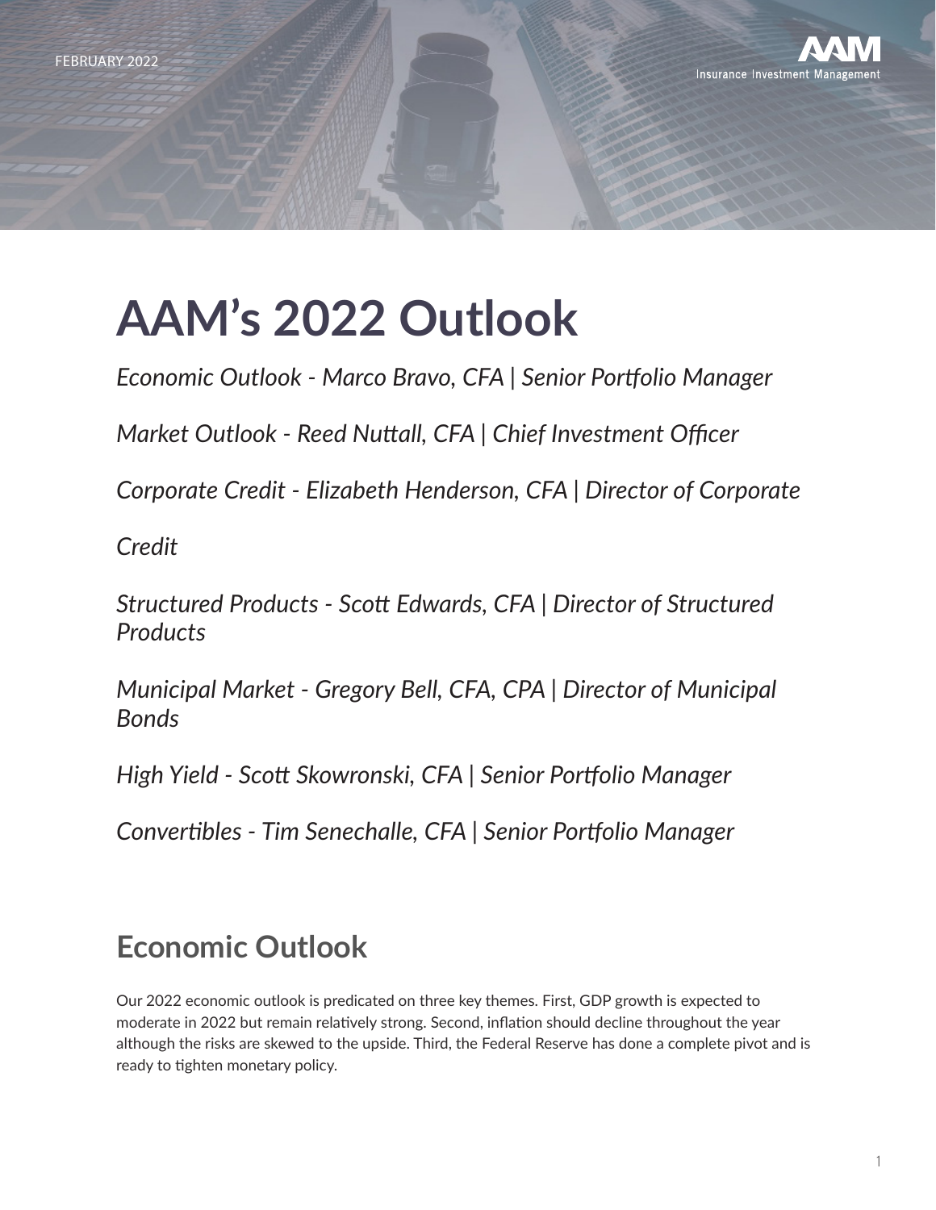FEBRUARY 2022

AAM Insurance Investment Management

# AAM's 2022 Outlook

*Economic Outlook - Marco Bravo, CFA | Senior Portfolio Manager*

*Market Outlook - Reed Nuttall, CFA | Chief Investment Officer*

*Corporate Credit - Elizabeth Henderson, CFA | Director of Corporate Credit*

*Structured Products - Scott Edwards, CFA | Director of Structured Products*

*Municipal Market - Gregory Bell, CFA, CPA | Director of Municipal Bonds*

*High Yield - Scott Skowronski, CFA | Senior Portfolio Manager*

*Convertibles - Tim Senechalle, CFA | Senior Portfolio Manager*

## Economic Outlook

Our 2022 economic outlook is predicated on three key themes. First, GDP growth is expected to moderate in 2022 but remain relatively strong. Second, inflation should decline throughout the year although the risks are skewed to the upside. Third, the Federal Reserve has done a complete pivot and is ready to tighten monetary policy.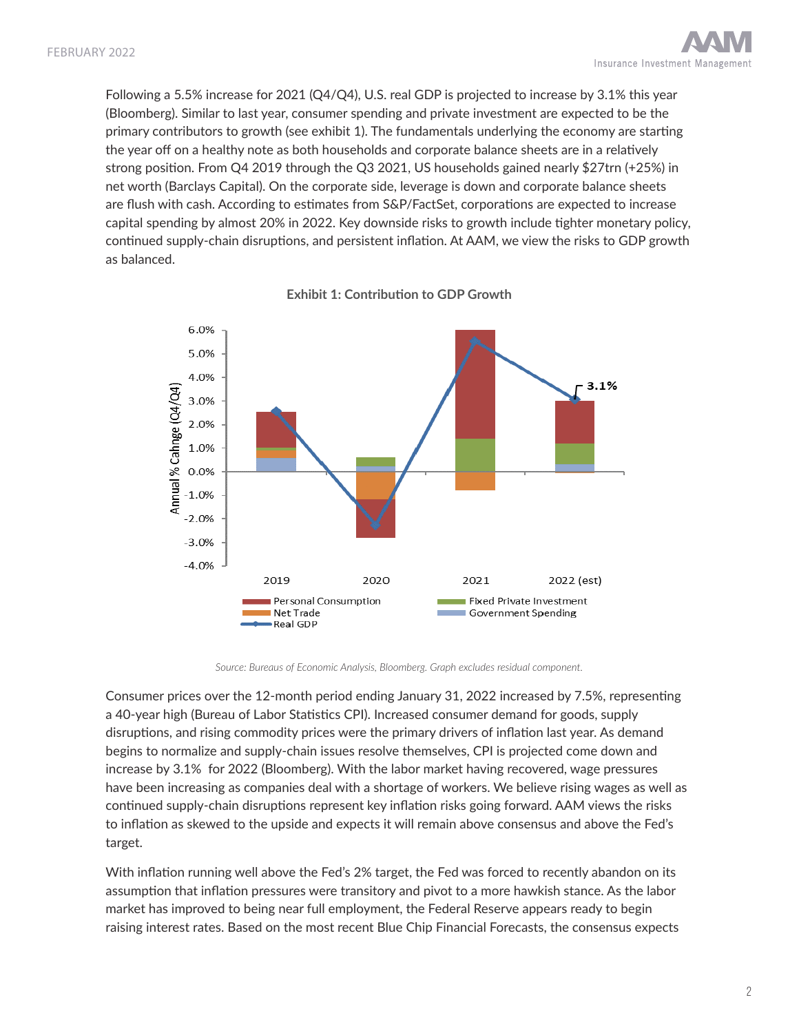Following a 5.5% increase for 2021 (Q4/Q4), U.S. real GDP is projected to increase by 3.1% this year (Bloomberg). Similar to last year, consumer spending and private investment are expected to be the primary contributors to growth (see exhibit 1). The fundamentals underlying the economy are starting the year off on a healthy note as both households and corporate balance sheets are in a relatively strong position. From Q4 2019 through the Q3 2021, US households gained nearly $27trn (+25%) in net worth (Barclays Capital). On the corporate side, leverage is down and corporate balance sheets are flush with cash. According to estimates from S&P/FactSet, corporations are expected to increase capital spending by almost 20% in 2022. Key downside risks to growth include tighter monetary policy, continued supply-chain disruptions, and persistent inflation. At AAM, we view the risks to GDP growth as balanced.

**Exhibit 1: Contribution to GDP Growth**

*Source: Bureaus of Economic Analysis, Bloomberg. Graph excludes residual component.*

Consumer prices over the 12-month period ending January 31, 2022 increased by 7.5%, representing a 40-year high (Bureau of Labor Statistics CPI). Increased consumer demand for goods, supply disruptions, and rising commodity prices were the primary drivers of inflation last year. As demand begins to normalize and supply-chain issues resolve themselves, CPI is projected come down and increase by 3.1% for 2022 (Bloomberg). With the labor market having recovered, wage pressures have been increasing as companies deal with a shortage of workers. We believe rising wages as well as continued supply-chain disruptions represent key inflation risks going forward. AAM views the risks to inflation as skewed to the upside and expects it will remain above consensus and above the Fed's target.

With inflation running well above the Fed's 2% target, the Fed was forced to recently abandon on its assumption that inflation pressures were transitory and pivot to a more hawkish stance. As the labor market has improved to being near full employment, the Federal Reserve appears ready to begin raising interest rates. Based on the most recent Blue Chip Financial Forecasts, the consensus expects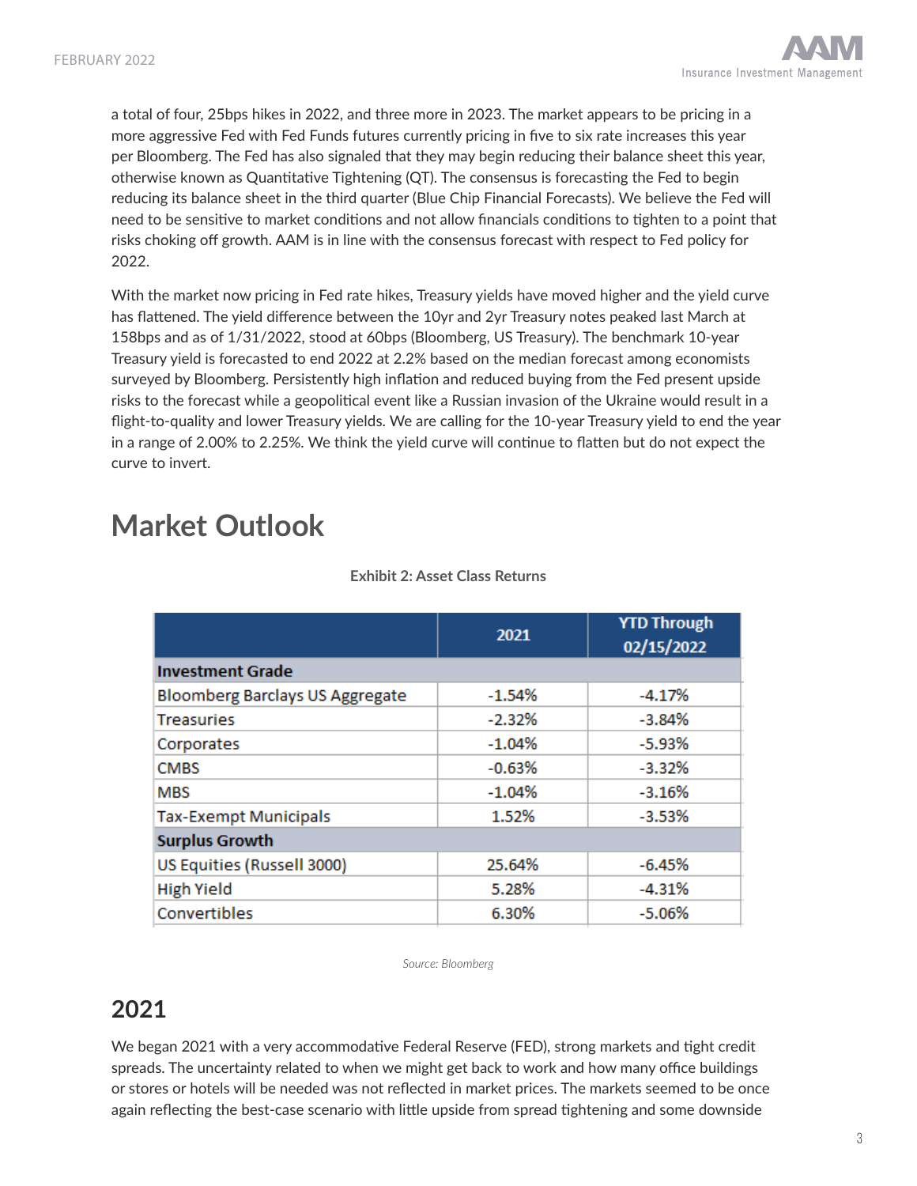a total of four, 25bps hikes in 2022, and three more in 2023. The market appears to be pricing in a more aggressive Fed with Fed Funds futures currently pricing in five to six rate increases this year per Bloomberg. The Fed has also signaled that they may begin reducing their balance sheet this year, otherwise known as Quantitative Tightening (QT). The consensus is forecasting the Fed to begin reducing its balance sheet in the third quarter (Blue Chip Financial Forecasts). We believe the Fed will need to be sensitive to market conditions and not allow financials conditions to tighten to a point that risks choking off growth. AAM is in line with the consensus forecast with respect to Fed policy for 2022.

With the market now pricing in Fed rate hikes, Treasury yields have moved higher and the yield curve has flattened. The yield difference between the 10yr and 2yr Treasury notes peaked last March at 158bps and as of 1/31/2022, stood at 60bps (Bloomberg, US Treasury). The benchmark 10-year Treasury yield is forecasted to end 2022 at 2.2% based on the median forecast among economists surveyed by Bloomberg. Persistently high inflation and reduced buying from the Fed present upside risks to the forecast while a geopolitical event like a Russian invasion of the Ukraine would result in a flight-to-quality and lower Treasury yields. We are calling for the 10-year Treasury yield to end the year in a range of 2.00% to 2.25%. We think the yield curve will continue to flatten but do not expect the curve to invert.

# Market Outlook

**Exhibit 2: Asset Class Returns**

| | 2021 | YTD Through 02/15/2022 |
|---|---|---|
| **Investment Grade** | | |
| Bloomberg Barclays US Aggregate | -1.54% | -4.17% |
| Treasuries | -2.32% | -3.84% |
| Corporates | -1.04% | -5.93% |
| CMBS | -0.63% | -3.32% |
| MBS | -1.04% | -3.16% |
| Tax-Exempt Municipals | 1.52% | -3.53% |
| **Surplus Growth** | | |
| US Equities (Russell 3000) | 25.64% | -6.45% |
| High Yield | 5.28% | -4.31% |
| Convertibles | 6.30% | -5.06% |

*Source: Bloomberg*

## 2021

We began 2021 with a very accommodative Federal Reserve (FED), strong markets and tight credit spreads. The uncertainty related to when we might get back to work and how many office buildings or stores or hotels will be needed was not reflected in market prices. The markets seemed to be once again reflecting the best-case scenario with little upside from spread tightening and some downside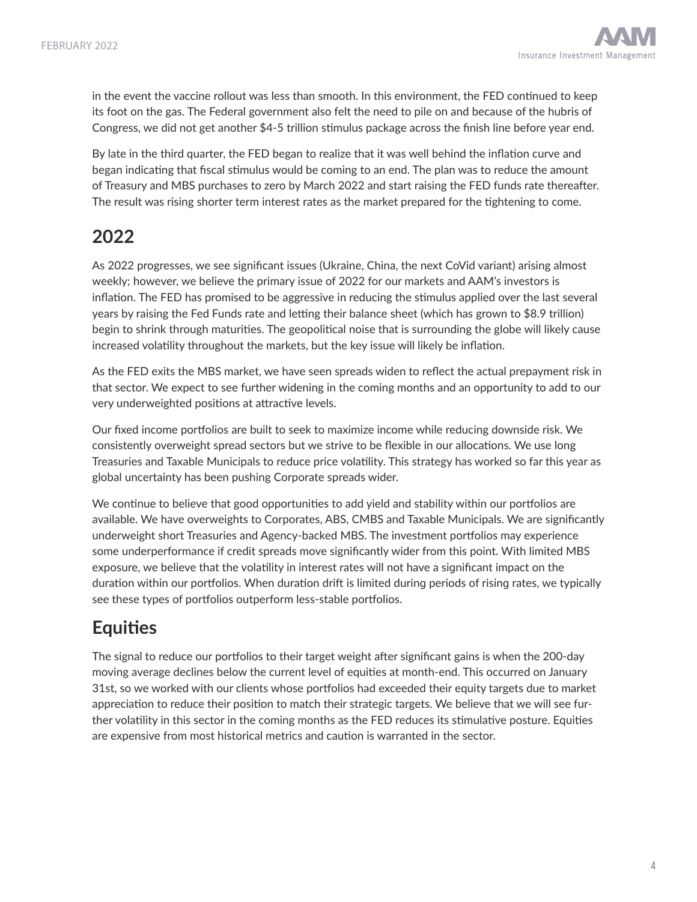in the event the vaccine rollout was less than smooth. In this environment, the FED continued to keep its foot on the gas. The Federal government also felt the need to pile on and because of the hubris of Congress, we did not get another $4-5 trillion stimulus package across the finish line before year end.

By late in the third quarter, the FED began to realize that it was well behind the inflation curve and began indicating that fiscal stimulus would be coming to an end. The plan was to reduce the amount of Treasury and MBS purchases to zero by March 2022 and start raising the FED funds rate thereafter. The result was rising shorter term interest rates as the market prepared for the tightening to come.

## 2022

As 2022 progresses, we see significant issues (Ukraine, China, the next CoVid variant) arising almost weekly; however, we believe the primary issue of 2022 for our markets and AAM's investors is inflation. The FED has promised to be aggressive in reducing the stimulus applied over the last several years by raising the Fed Funds rate and letting their balance sheet (which has grown to $8.9 trillion) begin to shrink through maturities. The geopolitical noise that is surrounding the globe will likely cause increased volatility throughout the markets, but the key issue will likely be inflation.

As the FED exits the MBS market, we have seen spreads widen to reflect the actual prepayment risk in that sector. We expect to see further widening in the coming months and an opportunity to add to our very underweighted positions at attractive levels.

Our fixed income portfolios are built to seek to maximize income while reducing downside risk. We consistently overweight spread sectors but we strive to be flexible in our allocations. We use long Treasuries and Taxable Municipals to reduce price volatility. This strategy has worked so far this year as global uncertainty has been pushing Corporate spreads wider.

We continue to believe that good opportunities to add yield and stability within our portfolios are available. We have overweights to Corporates, ABS, CMBS and Taxable Municipals. We are significantly underweight short Treasuries and Agency-backed MBS. The investment portfolios may experience some underperformance if credit spreads move significantly wider from this point. With limited MBS exposure, we believe that the volatility in interest rates will not have a significant impact on the duration within our portfolios. When duration drift is limited during periods of rising rates, we typically see these types of portfolios outperform less-stable portfolios.

## Equities

The signal to reduce our portfolios to their target weight after significant gains is when the 200-day moving average declines below the current level of equities at month-end. This occurred on January 31st, so we worked with our clients whose portfolios had exceeded their equity targets due to market appreciation to reduce their position to match their strategic targets. We believe that we will see further volatility in this sector in the coming months as the FED reduces its stimulative posture. Equities are expensive from most historical metrics and caution is warranted in the sector.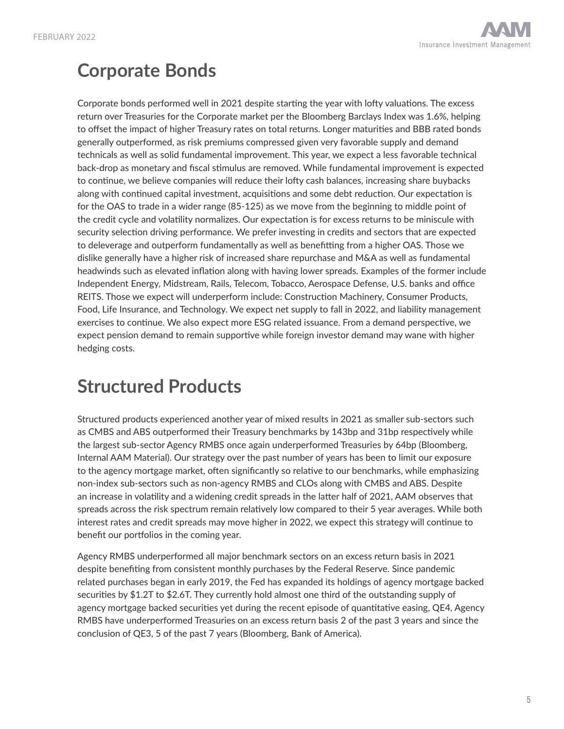# Corporate Bonds

Corporate bonds performed well in 2021 despite starting the year with lofty valuations. The excess return over Treasuries for the Corporate market per the Bloomberg Barclays Index was 1.6%, helping to offset the impact of higher Treasury rates on total returns. Longer maturities and BBB rated bonds generally outperformed, as risk premiums compressed given very favorable supply and demand technicals as well as solid fundamental improvement. This year, we expect a less favorable technical back-drop as monetary and fiscal stimulus are removed. While fundamental improvement is expected to continue, we believe companies will reduce their lofty cash balances, increasing share buybacks along with continued capital investment, acquisitions and some debt reduction. Our expectation is for the OAS to trade in a wider range (85-125) as we move from the beginning to middle point of the credit cycle and volatility normalizes. Our expectation is for excess returns to be miniscule with security selection driving performance. We prefer investing in credits and sectors that are expected to deleverage and outperform fundamentally as well as benefitting from a higher OAS. Those we dislike generally have a higher risk of increased share repurchase and M&A as well as fundamental headwinds such as elevated inflation along with having lower spreads. Examples of the former include Independent Energy, Midstream, Rails, Telecom, Tobacco, Aerospace Defense, U.S. banks and office REITS. Those we expect will underperform include: Construction Machinery, Consumer Products, Food, Life Insurance, and Technology. We expect net supply to fall in 2022, and liability management exercises to continue. We also expect more ESG related issuance. From a demand perspective, we expect pension demand to remain supportive while foreign investor demand may wane with higher hedging costs.

# Structured Products

Structured products experienced another year of mixed results in 2021 as smaller sub-sectors such as CMBS and ABS outperformed their Treasury benchmarks by 143bp and 31bp respectively while the largest sub-sector Agency RMBS once again underperformed Treasuries by 64bp (Bloomberg, Internal AAM Material). Our strategy over the past number of years has been to limit our exposure to the agency mortgage market, often significantly so relative to our benchmarks, while emphasizing non-index sub-sectors such as non-agency RMBS and CLOs along with CMBS and ABS. Despite an increase in volatility and a widening credit spreads in the latter half of 2021, AAM observes that spreads across the risk spectrum remain relatively low compared to their 5 year averages. While both interest rates and credit spreads may move higher in 2022, we expect this strategy will continue to benefit our portfolios in the coming year.

Agency RMBS underperformed all major benchmark sectors on an excess return basis in 2021 despite benefiting from consistent monthly purchases by the Federal Reserve. Since pandemic related purchases began in early 2019, the Fed has expanded its holdings of agency mortgage backed securities by $1.2T to $2.6T. They currently hold almost one third of the outstanding supply of agency mortgage backed securities yet during the recent episode of quantitative easing, QE4, Agency RMBS have underperformed Treasuries on an excess return basis 2 of the past 3 years and since the conclusion of QE3, 5 of the past 7 years (Bloomberg, Bank of America).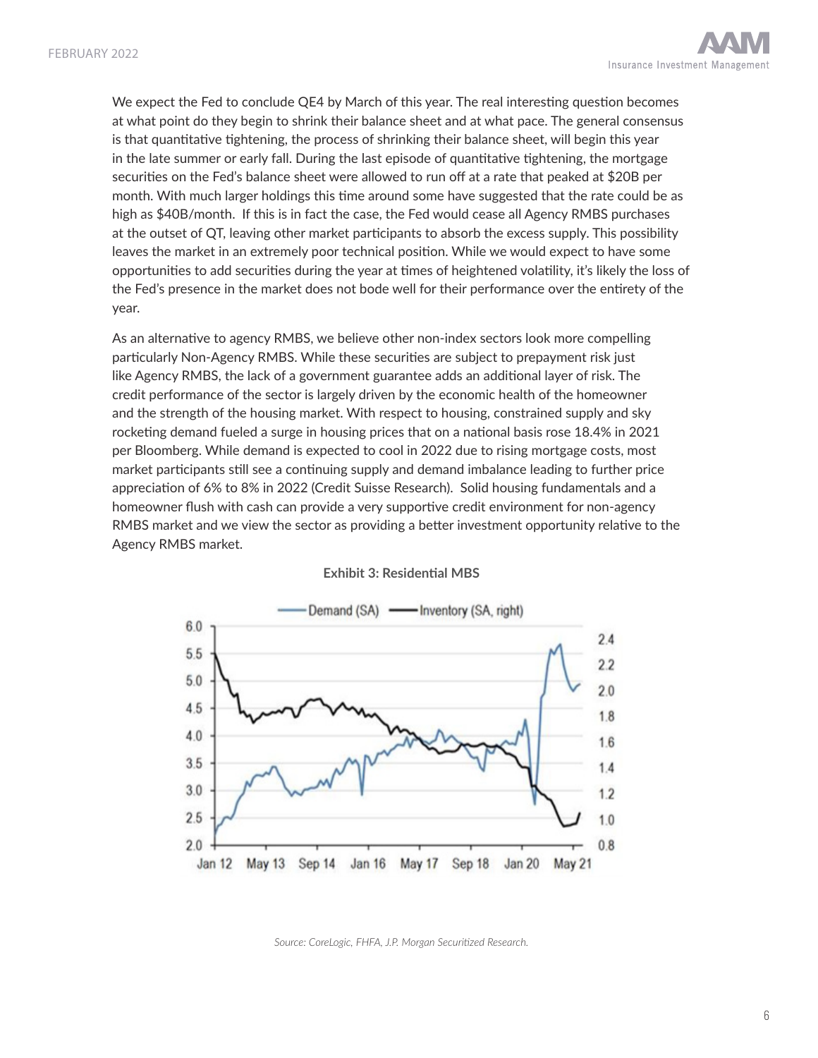We expect the Fed to conclude QE4 by March of this year. The real interesting question becomes at what point do they begin to shrink their balance sheet and at what pace. The general consensus is that quantitative tightening, the process of shrinking their balance sheet, will begin this year in the late summer or early fall. During the last episode of quantitative tightening, the mortgage securities on the Fed's balance sheet were allowed to run off at a rate that peaked at $20B per month. With much larger holdings this time around some have suggested that the rate could be as high as $40B/month. If this is in fact the case, the Fed would cease all Agency RMBS purchases at the outset of QT, leaving other market participants to absorb the excess supply. This possibility leaves the market in an extremely poor technical position. While we would expect to have some opportunities to add securities during the year at times of heightened volatility, it's likely the loss of the Fed's presence in the market does not bode well for their performance over the entirety of the year.

As an alternative to agency RMBS, we believe other non-index sectors look more compelling particularly Non-Agency RMBS. While these securities are subject to prepayment risk just like Agency RMBS, the lack of a government guarantee adds an additional layer of risk. The credit performance of the sector is largely driven by the economic health of the homeowner and the strength of the housing market. With respect to housing, constrained supply and sky rocketing demand fueled a surge in housing prices that on a national basis rose 18.4% in 2021 per Bloomberg. While demand is expected to cool in 2022 due to rising mortgage costs, most market participants still see a continuing supply and demand imbalance leading to further price appreciation of 6% to 8% in 2022 (Credit Suisse Research). Solid housing fundamentals and a homeowner flush with cash can provide a very supportive credit environment for non-agency RMBS market and we view the sector as providing a better investment opportunity relative to the Agency RMBS market.

**Exhibit 3: Residential MBS**

*Source: CoreLogic, FHFA, J.P. Morgan Securitized Research.*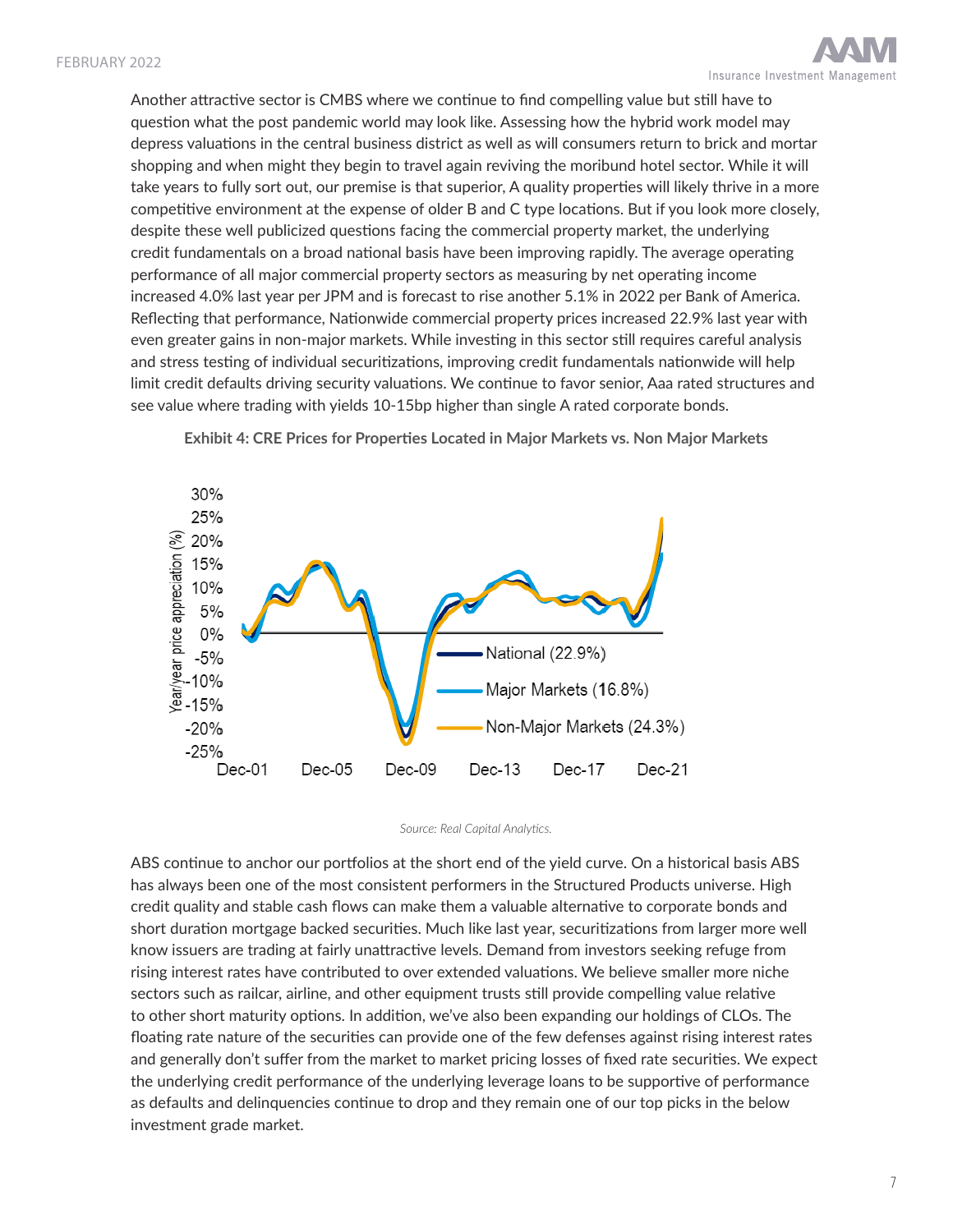Another attractive sector is CMBS where we continue to find compelling value but still have to question what the post pandemic world may look like. Assessing how the hybrid work model may depress valuations in the central business district as well as will consumers return to brick and mortar shopping and when might they begin to travel again reviving the moribund hotel sector. While it will take years to fully sort out, our premise is that superior, A quality properties will likely thrive in a more competitive environment at the expense of older B and C type locations. But if you look more closely, despite these well publicized questions facing the commercial property market, the underlying credit fundamentals on a broad national basis have been improving rapidly. The average operating performance of all major commercial property sectors as measuring by net operating income increased 4.0% last year per JPM and is forecast to rise another 5.1% in 2022 per Bank of America. Reflecting that performance, Nationwide commercial property prices increased 22.9% last year with even greater gains in non-major markets. While investing in this sector still requires careful analysis and stress testing of individual securitizations, improving credit fundamentals nationwide will help limit credit defaults driving security valuations. We continue to favor senior, Aaa rated structures and see value where trading with yields 10-15bp higher than single A rated corporate bonds.

**Exhibit 4: CRE Prices for Properties Located in Major Markets vs. Non Major Markets**

*Source: Real Capital Analytics.*

ABS continue to anchor our portfolios at the short end of the yield curve. On a historical basis ABS has always been one of the most consistent performers in the Structured Products universe. High credit quality and stable cash flows can make them a valuable alternative to corporate bonds and short duration mortgage backed securities. Much like last year, securitizations from larger more well know issuers are trading at fairly unattractive levels. Demand from investors seeking refuge from rising interest rates have contributed to over extended valuations. We believe smaller more niche sectors such as railcar, airline, and other equipment trusts still provide compelling value relative to other short maturity options. In addition, we've also been expanding our holdings of CLOs. The floating rate nature of the securities can provide one of the few defenses against rising interest rates and generally don't suffer from the market to market pricing losses of fixed rate securities. We expect the underlying credit performance of the underlying leverage loans to be supportive of performance as defaults and delinquencies continue to drop and they remain one of our top picks in the below investment grade market.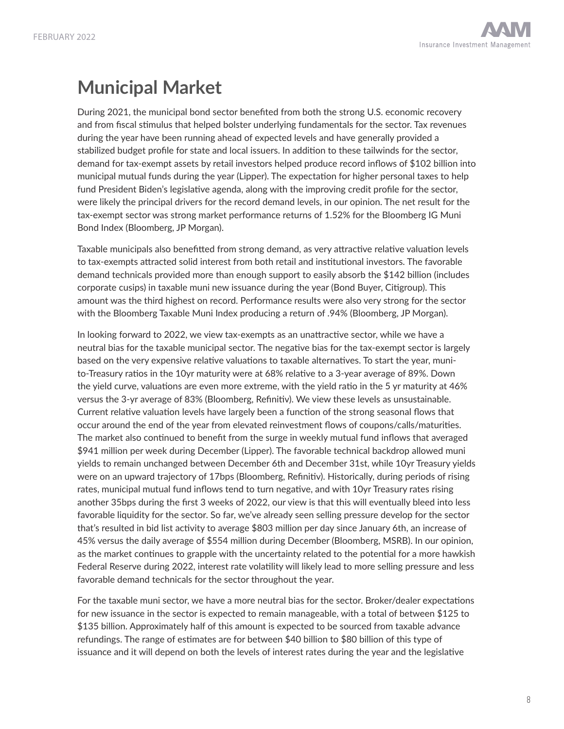# Municipal Market

During 2021, the municipal bond sector benefited from both the strong U.S. economic recovery and from fiscal stimulus that helped bolster underlying fundamentals for the sector. Tax revenues during the year have been running ahead of expected levels and have generally provided a stabilized budget profile for state and local issuers. In addition to these tailwinds for the sector, demand for tax-exempt assets by retail investors helped produce record inflows of $102 billion into municipal mutual funds during the year (Lipper). The expectation for higher personal taxes to help fund President Biden's legislative agenda, along with the improving credit profile for the sector, were likely the principal drivers for the record demand levels, in our opinion. The net result for the tax-exempt sector was strong market performance returns of 1.52% for the Bloomberg IG Muni Bond Index (Bloomberg, JP Morgan).

Taxable municipals also benefitted from strong demand, as very attractive relative valuation levels to tax-exempts attracted solid interest from both retail and institutional investors. The favorable demand technicals provided more than enough support to easily absorb the $142 billion (includes corporate cusips) in taxable muni new issuance during the year (Bond Buyer, Citigroup). This amount was the third highest on record. Performance results were also very strong for the sector with the Bloomberg Taxable Muni Index producing a return of .94% (Bloomberg, JP Morgan).

In looking forward to 2022, we view tax-exempts as an unattractive sector, while we have a neutral bias for the taxable municipal sector. The negative bias for the tax-exempt sector is largely based on the very expensive relative valuations to taxable alternatives. To start the year, muni-to-Treasury ratios in the 10yr maturity were at 68% relative to a 3-year average of 89%. Down the yield curve, valuations are even more extreme, with the yield ratio in the 5 yr maturity at 46% versus the 3-yr average of 83% (Bloomberg, Refinitiv). We view these levels as unsustainable. Current relative valuation levels have largely been a function of the strong seasonal flows that occur around the end of the year from elevated reinvestment flows of coupons/calls/maturities. The market also continued to benefit from the surge in weekly mutual fund inflows that averaged $941 million per week during December (Lipper). The favorable technical backdrop allowed muni yields to remain unchanged between December 6th and December 31st, while 10yr Treasury yields were on an upward trajectory of 17bps (Bloomberg, Refinitiv). Historically, during periods of rising rates, municipal mutual fund inflows tend to turn negative, and with 10yr Treasury rates rising another 35bps during the first 3 weeks of 2022, our view is that this will eventually bleed into less favorable liquidity for the sector. So far, we've already seen selling pressure develop for the sector that's resulted in bid list activity to average $803 million per day since January 6th, an increase of 45% versus the daily average of $554 million during December (Bloomberg, MSRB). In our opinion, as the market continues to grapple with the uncertainty related to the potential for a more hawkish Federal Reserve during 2022, interest rate volatility will likely lead to more selling pressure and less favorable demand technicals for the sector throughout the year.

For the taxable muni sector, we have a more neutral bias for the sector. Broker/dealer expectations for new issuance in the sector is expected to remain manageable, with a total of between $125 to $135 billion. Approximately half of this amount is expected to be sourced from taxable advance refundings. The range of estimates are for between $40 billion to $80 billion of this type of issuance and it will depend on both the levels of interest rates during the year and the legislative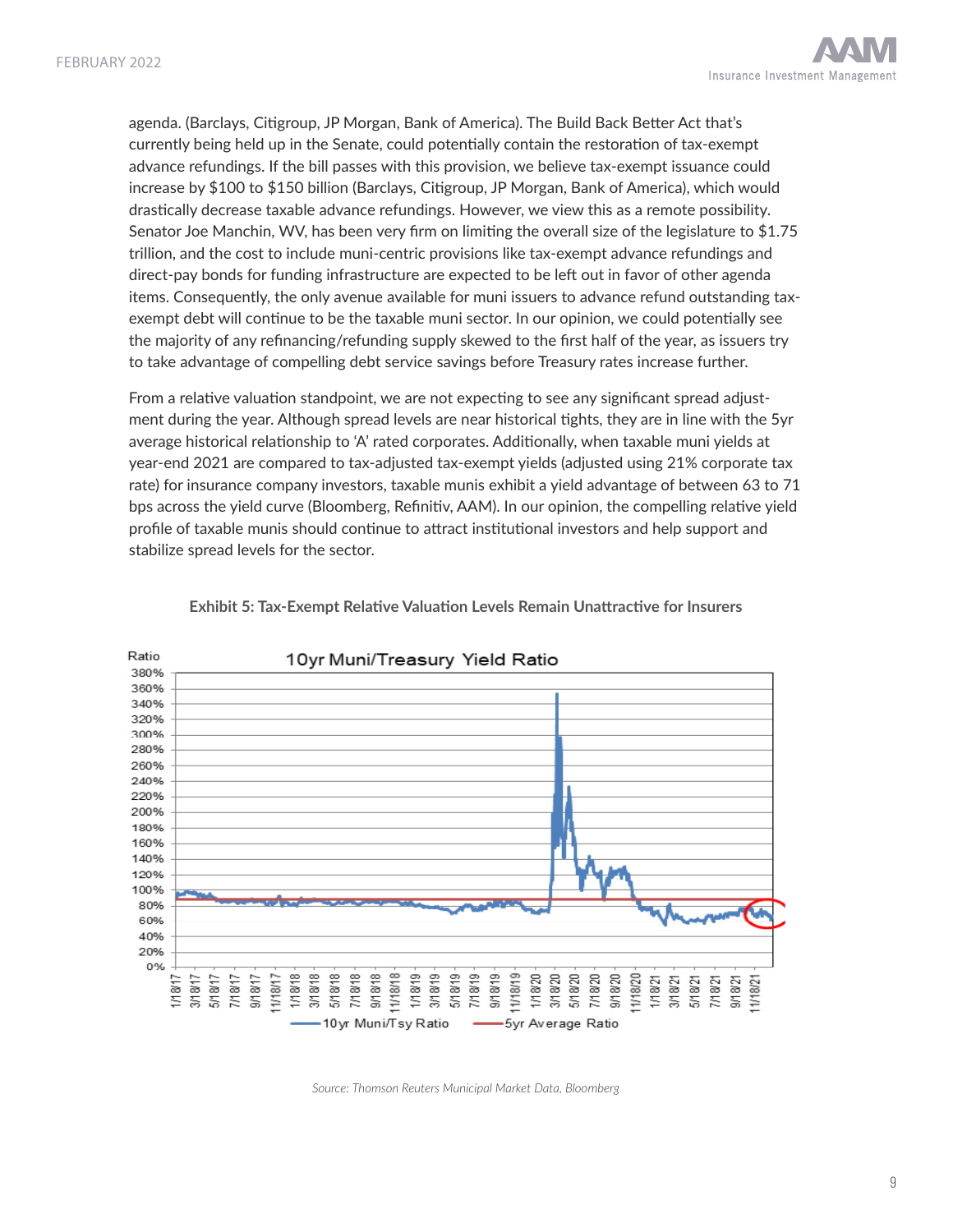agenda. (Barclays, Citigroup, JP Morgan, Bank of America). The Build Back Better Act that's currently being held up in the Senate, could potentially contain the restoration of tax-exempt advance refundings. If the bill passes with this provision, we believe tax-exempt issuance could increase by $100 to $150 billion (Barclays, Citigroup, JP Morgan, Bank of America), which would drastically decrease taxable advance refundings. However, we view this as a remote possibility. Senator Joe Manchin, WV, has been very firm on limiting the overall size of the legislature to $1.75 trillion, and the cost to include muni-centric provisions like tax-exempt advance refundings and direct-pay bonds for funding infrastructure are expected to be left out in favor of other agenda items. Consequently, the only avenue available for muni issuers to advance refund outstanding tax-exempt debt will continue to be the taxable muni sector. In our opinion, we could potentially see the majority of any refinancing/refunding supply skewed to the first half of the year, as issuers try to take advantage of compelling debt service savings before Treasury rates increase further.

From a relative valuation standpoint, we are not expecting to see any significant spread adjustment during the year. Although spread levels are near historical tights, they are in line with the 5yr average historical relationship to 'A' rated corporates. Additionally, when taxable muni yields at year-end 2021 are compared to tax-adjusted tax-exempt yields (adjusted using 21% corporate tax rate) for insurance company investors, taxable munis exhibit a yield advantage of between 63 to 71 bps across the yield curve (Bloomberg, Refinitiv, AAM). In our opinion, the compelling relative yield profile of taxable munis should continue to attract institutional investors and help support and stabilize spread levels for the sector.

**Exhibit 5: Tax-Exempt Relative Valuation Levels Remain Unattractive for Insurers**

*Source: Thomson Reuters Municipal Market Data, Bloomberg*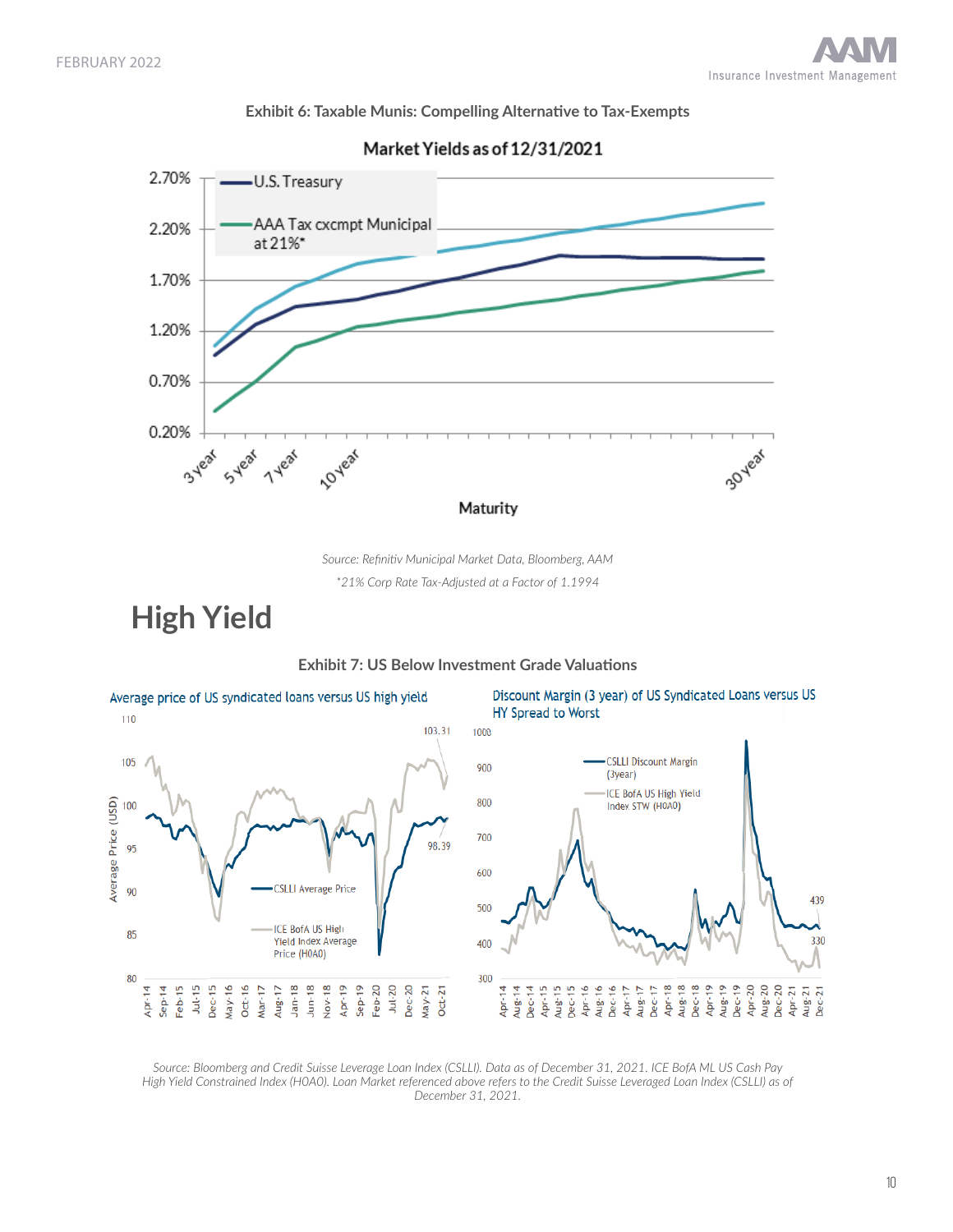**Exhibit 6: Taxable Munis: Compelling Alternative to Tax-Exempts**

Market Yields as of 12/31/2021

*Source: Refinitiv Municipal Market Data, Bloomberg, AAM*

*\*21% Corp Rate Tax-Adjusted at a Factor of 1.1994*

# High Yield

**Exhibit 7: US Below Investment Grade Valuations**

*Source: Bloomberg and Credit Suisse Leverage Loan Index (CSLLI). Data as of December 31, 2021. ICE BofA ML US Cash Pay High Yield Constrained Index (H0A0). Loan Market referenced above refers to the Credit Suisse Leveraged Loan Index (CSLLI) as of December 31, 2021.*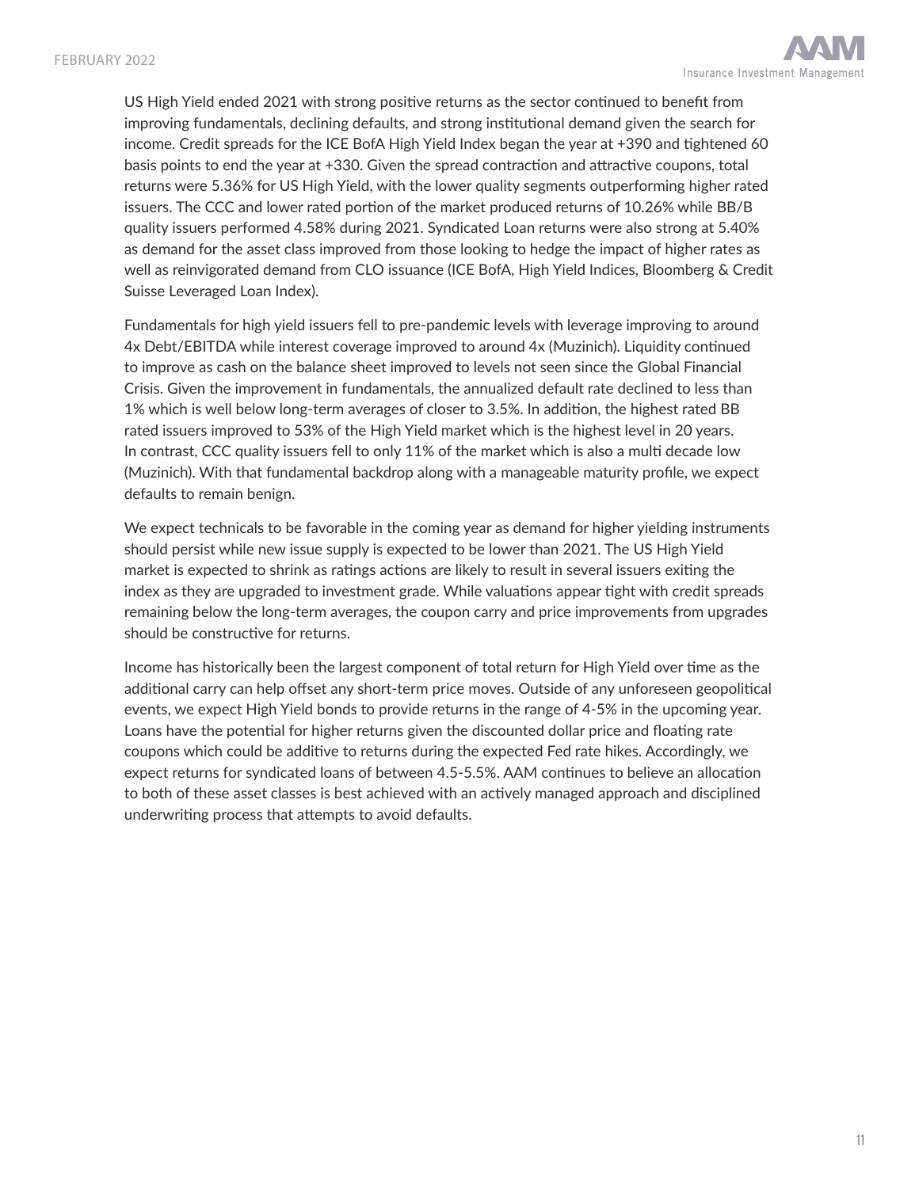US High Yield ended 2021 with strong positive returns as the sector continued to benefit from improving fundamentals, declining defaults, and strong institutional demand given the search for income. Credit spreads for the ICE BofA High Yield Index began the year at +390 and tightened 60 basis points to end the year at +330. Given the spread contraction and attractive coupons, total returns were 5.36% for US High Yield, with the lower quality segments outperforming higher rated issuers. The CCC and lower rated portion of the market produced returns of 10.26% while BB/B quality issuers performed 4.58% during 2021. Syndicated Loan returns were also strong at 5.40% as demand for the asset class improved from those looking to hedge the impact of higher rates as well as reinvigorated demand from CLO issuance (ICE BofA, High Yield Indices, Bloomberg & Credit Suisse Leveraged Loan Index).

Fundamentals for high yield issuers fell to pre-pandemic levels with leverage improving to around 4x Debt/EBITDA while interest coverage improved to around 4x (Muzinich). Liquidity continued to improve as cash on the balance sheet improved to levels not seen since the Global Financial Crisis. Given the improvement in fundamentals, the annualized default rate declined to less than 1% which is well below long-term averages of closer to 3.5%. In addition, the highest rated BB rated issuers improved to 53% of the High Yield market which is the highest level in 20 years. In contrast, CCC quality issuers fell to only 11% of the market which is also a multi decade low (Muzinich). With that fundamental backdrop along with a manageable maturity profile, we expect defaults to remain benign.

We expect technicals to be favorable in the coming year as demand for higher yielding instruments should persist while new issue supply is expected to be lower than 2021. The US High Yield market is expected to shrink as ratings actions are likely to result in several issuers exiting the index as they are upgraded to investment grade. While valuations appear tight with credit spreads remaining below the long-term averages, the coupon carry and price improvements from upgrades should be constructive for returns.

Income has historically been the largest component of total return for High Yield over time as the additional carry can help offset any short-term price moves. Outside of any unforeseen geopolitical events, we expect High Yield bonds to provide returns in the range of 4-5% in the upcoming year. Loans have the potential for higher returns given the discounted dollar price and floating rate coupons which could be additive to returns during the expected Fed rate hikes. Accordingly, we expect returns for syndicated loans of between 4.5-5.5%. AAM continues to believe an allocation to both of these asset classes is best achieved with an actively managed approach and disciplined underwriting process that attempts to avoid defaults.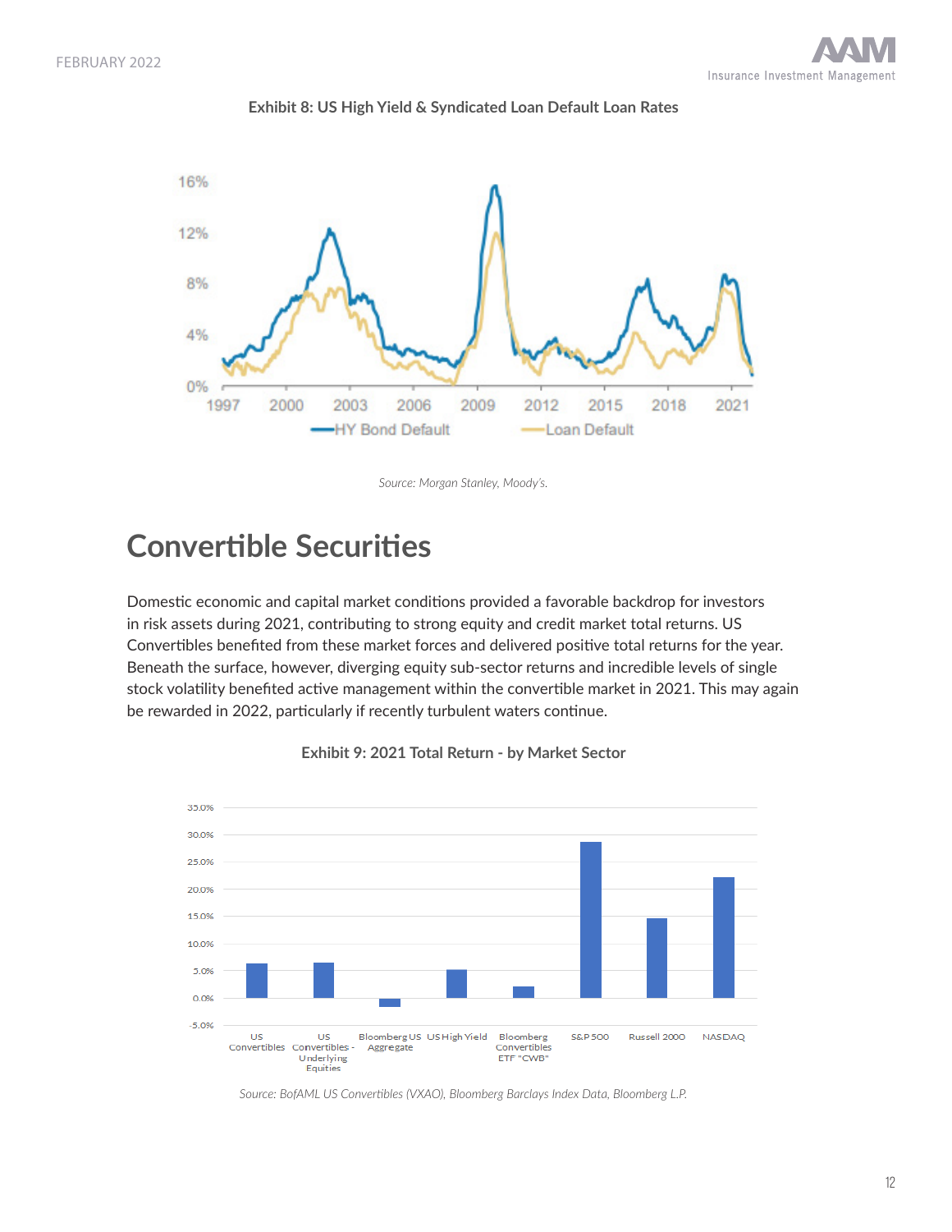**Exhibit 8: US High Yield & Syndicated Loan Default Loan Rates**

*Source: Morgan Stanley, Moody's.*

# Convertible Securities

Domestic economic and capital market conditions provided a favorable backdrop for investors in risk assets during 2021, contributing to strong equity and credit market total returns. US Convertibles benefited from these market forces and delivered positive total returns for the year. Beneath the surface, however, diverging equity sub-sector returns and incredible levels of single stock volatility benefited active management within the convertible market in 2021. This may again be rewarded in 2022, particularly if recently turbulent waters continue.

**Exhibit 9: 2021 Total Return - by Market Sector**

*Source: BofAML US Convertibles (VXAO), Bloomberg Barclays Index Data, Bloomberg L.P.*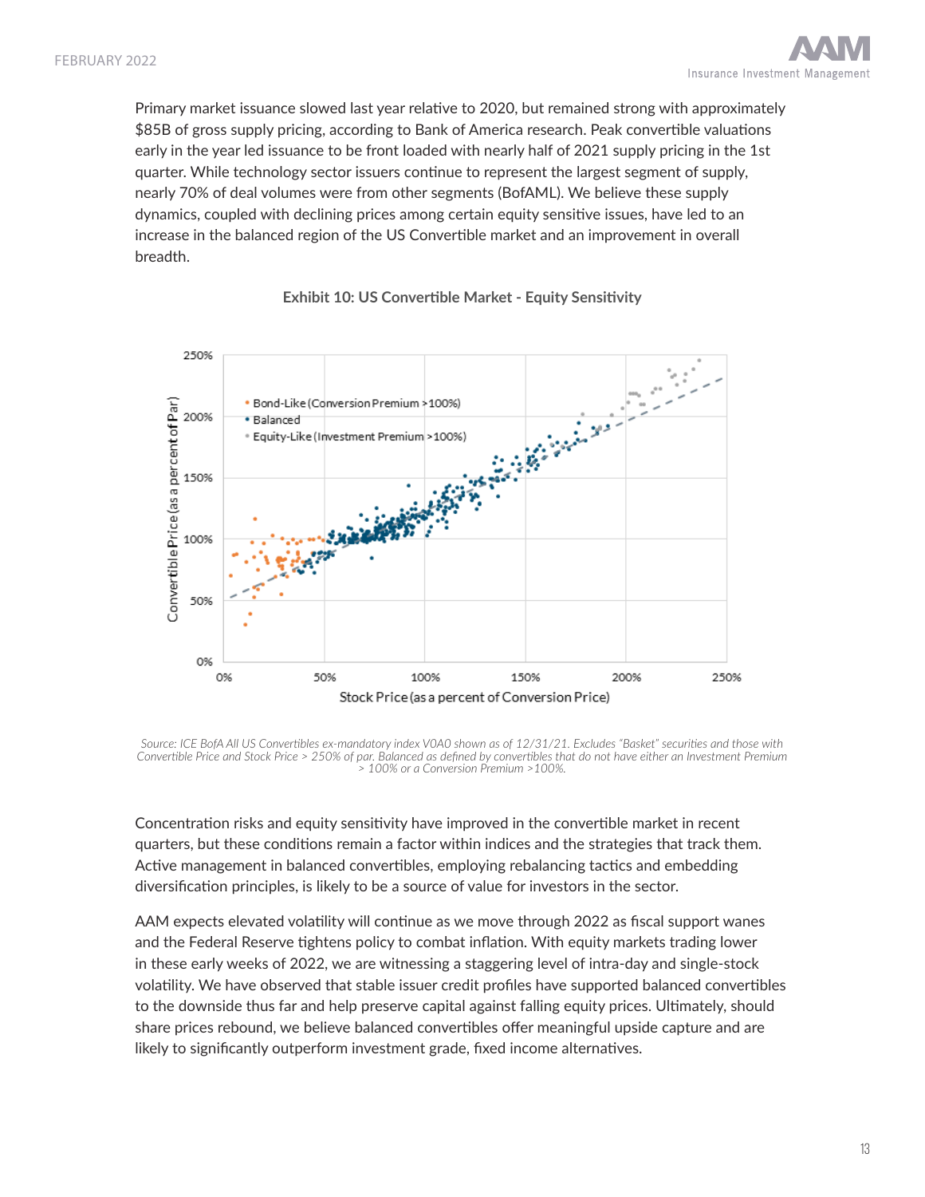Primary market issuance slowed last year relative to 2020, but remained strong with approximately $85B of gross supply pricing, according to Bank of America research. Peak convertible valuations early in the year led issuance to be front loaded with nearly half of 2021 supply pricing in the 1st quarter. While technology sector issuers continue to represent the largest segment of supply, nearly 70% of deal volumes were from other segments (BofAML). We believe these supply dynamics, coupled with declining prices among certain equity sensitive issues, have led to an increase in the balanced region of the US Convertible market and an improvement in overall breadth.

**Exhibit 10: US Convertible Market - Equity Sensitivity**

*Source: ICE BofA All US Convertibles ex-mandatory index V0A0 shown as of 12/31/21. Excludes "Basket" securities and those with Convertible Price and Stock Price > 250% of par. Balanced as defined by convertibles that do not have either an Investment Premium > 100% or a Conversion Premium >100%.*

Concentration risks and equity sensitivity have improved in the convertible market in recent quarters, but these conditions remain a factor within indices and the strategies that track them. Active management in balanced convertibles, employing rebalancing tactics and embedding diversification principles, is likely to be a source of value for investors in the sector.

AAM expects elevated volatility will continue as we move through 2022 as fiscal support wanes and the Federal Reserve tightens policy to combat inflation. With equity markets trading lower in these early weeks of 2022, we are witnessing a staggering level of intra-day and single-stock volatility. We have observed that stable issuer credit profiles have supported balanced convertibles to the downside thus far and help preserve capital against falling equity prices. Ultimately, should share prices rebound, we believe balanced convertibles offer meaningful upside capture and are likely to significantly outperform investment grade, fixed income alternatives.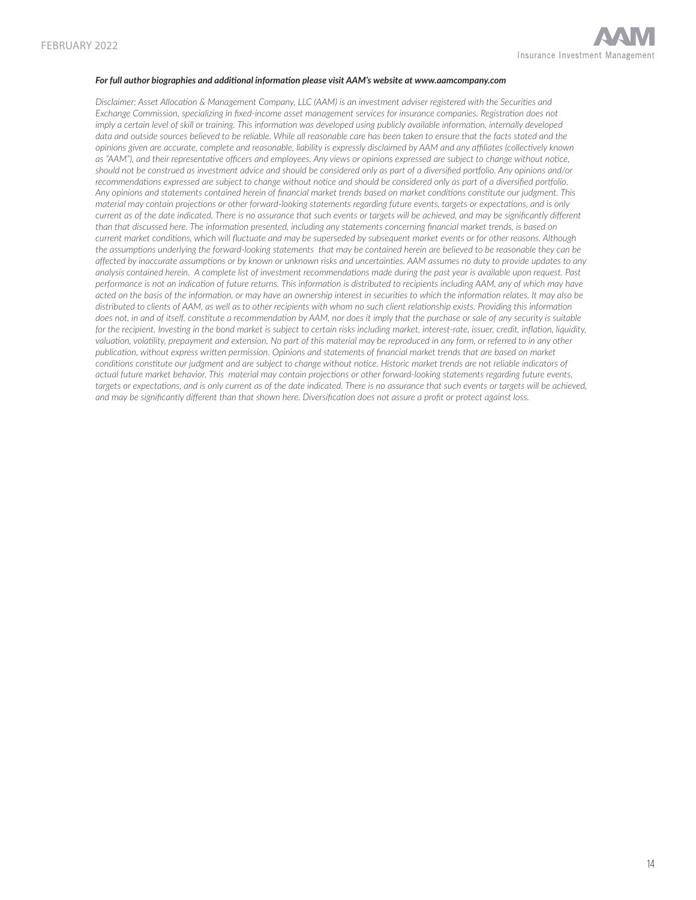***For full author biographies and additional information please visit AAM's website at www.aamcompany.com***

*Disclaimer: Asset Allocation & Management Company, LLC (AAM) is an investment adviser registered with the Securities and Exchange Commission, specializing in fixed-income asset management services for insurance companies. Registration does not imply a certain level of skill or training. This information was developed using publicly available information, internally developed data and outside sources believed to be reliable. While all reasonable care has been taken to ensure that the facts stated and the opinions given are accurate, complete and reasonable, liability is expressly disclaimed by AAM and any affiliates (collectively known as "AAM"), and their representative officers and employees. Any views or opinions expressed are subject to change without notice, should not be construed as investment advice and should be considered only as part of a diversified portfolio. Any opinions and/or recommendations expressed are subject to change without notice and should be considered only as part of a diversified portfolio. Any opinions and statements contained herein of financial market trends based on market conditions constitute our judgment. This material may contain projections or other forward-looking statements regarding future events, targets or expectations, and is only current as of the date indicated. There is no assurance that such events or targets will be achieved, and may be significantly different than that discussed here. The information presented, including any statements concerning financial market trends, is based on current market conditions, which will fluctuate and may be superseded by subsequent market events or for other reasons. Although the assumptions underlying the forward-looking statements that may be contained herein are believed to be reasonable they can be affected by inaccurate assumptions or by known or unknown risks and uncertainties. AAM assumes no duty to provide updates to any analysis contained herein. A complete list of investment recommendations made during the past year is available upon request. Past performance is not an indication of future returns. This information is distributed to recipients including AAM, any of which may have acted on the basis of the information, or may have an ownership interest in securities to which the information relates. It may also be distributed to clients of AAM, as well as to other recipients with whom no such client relationship exists. Providing this information does not, in and of itself, constitute a recommendation by AAM, nor does it imply that the purchase or sale of any security is suitable for the recipient. Investing in the bond market is subject to certain risks including market, interest-rate, issuer, credit, inflation, liquidity, valuation, volatility, prepayment and extension. No part of this material may be reproduced in any form, or referred to in any other publication, without express written permission. Opinions and statements of financial market trends that are based on market conditions constitute our judgment and are subject to change without notice. Historic market trends are not reliable indicators of actual future market behavior. This material may contain projections or other forward-looking statements regarding future events, targets or expectations, and is only current as of the date indicated. There is no assurance that such events or targets will be achieved, and may be significantly different than that shown here. Diversification does not assure a profit or protect against loss.*